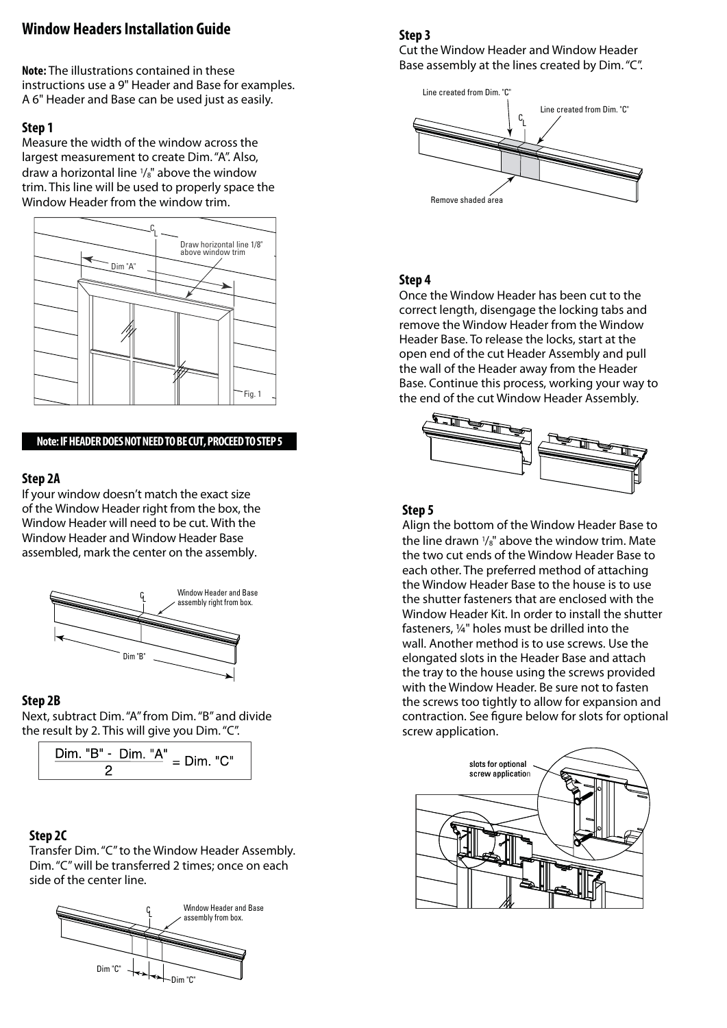# Window Headers Installation Guide

**Note:** The illustrations contained in these instructions use a 9" Header and Base for examples. A 6" Header and Base can be used just as easily.

### Step 1

Measure the width of the window across the largest measurement to create Dim. "A". Also, draw a horizontal line 1/8" above the window trim. This line will be used to properly space the Window Header from the window trim.

**Note: IF HEADER DOES NOT NEED TO BE CUT, PROCEED TO STEP 5**

### Step 2A

If your window doesn't match the exact size of the Window Header right from the box, the Window Header will need to be cut. With the Window Header and Window Header Base assembled, mark the center on the assembly.

### Step 2B

Next, subtract Dim. "A" from Dim. "B" and divide the result by 2. This will give you Dim. "C".

$$\frac{\text{Dim. "B"} - \text{Dim. "A"}}{2} = \text{Dim. "C"}$$

### Step 2C

Transfer Dim. "C" to the Window Header Assembly. Dim. "C" will be transferred 2 times; once on each side of the center line.

### Step 3

Cut the Window Header and Window Header Base assembly at the lines created by Dim. "C".

### Step 4

Once the Window Header has been cut to the correct length, disengage the locking tabs and remove the Window Header from the Window Header Base. To release the locks, start at the open end of the cut Header Assembly and pull the wall of the Header away from the Header Base. Continue this process, working your way to the end of the cut Window Header Assembly.

### Step 5

Align the bottom of the Window Header Base to the line drawn 1/8" above the window trim. Mate the two cut ends of the Window Header Base to each other. The preferred method of attaching the Window Header Base to the house is to use the shutter fasteners that are enclosed with the Window Header Kit. In order to install the shutter fasteners, ¼" holes must be drilled into the wall. Another method is to use screws. Use the elongated slots in the Header Base and attach the tray to the house using the screws provided with the Window Header. Be sure not to fasten the screws too tightly to allow for expansion and contraction. See figure below for slots for optional screw application.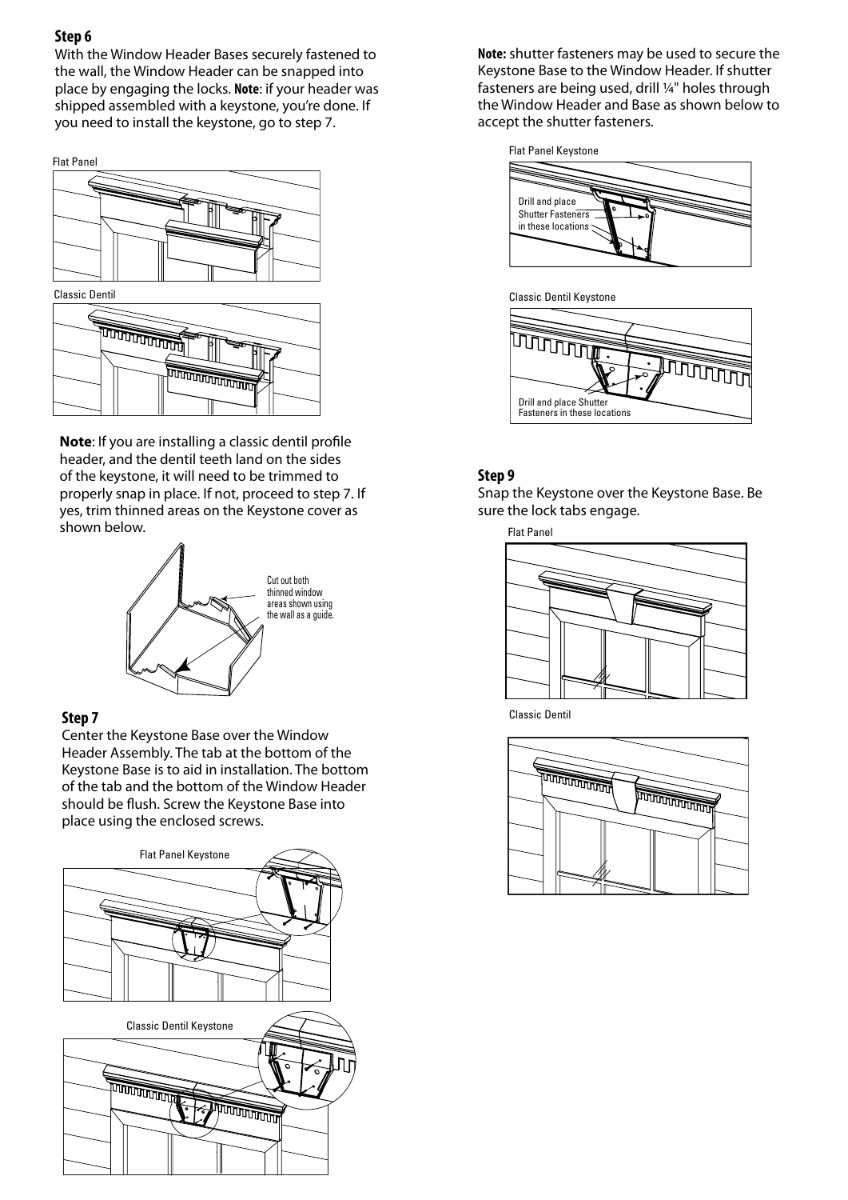## Step 6

With the Window Header Bases securely fastened to the wall, the Window Header can be snapped into place by engaging the locks. **Note**: if your header was shipped assembled with a keystone, you're done. If you need to install the keystone, go to step 7.

Flat Panel

Classic Dentil

**Note**: If you are installing a classic dentil profile header, and the dentil teeth land on the sides of the keystone, it will need to be trimmed to properly snap in place. If not, proceed to step 7. If yes, trim thinned areas on the Keystone cover as shown below.

Cut out both thinned window areas shown using the wall as a guide.

## Step 7

Center the Keystone Base over the Window Header Assembly. The tab at the bottom of the Keystone Base is to aid in installation. The bottom of the tab and the bottom of the Window Header should be flush. Screw the Keystone Base into place using the enclosed screws.

Flat Panel Keystone

Classic Dentil Keystone

**Note:** shutter fasteners may be used to secure the Keystone Base to the Window Header. If shutter fasteners are being used, drill ¼" holes through the Window Header and Base as shown below to accept the shutter fasteners.

Flat Panel Keystone

Drill and place Shutter Fasteners in these locations

Classic Dentil Keystone

Drill and place Shutter Fasteners in these locations

## Step 9

Snap the Keystone over the Keystone Base. Be sure the lock tabs engage.

Flat Panel

Classic Dentil